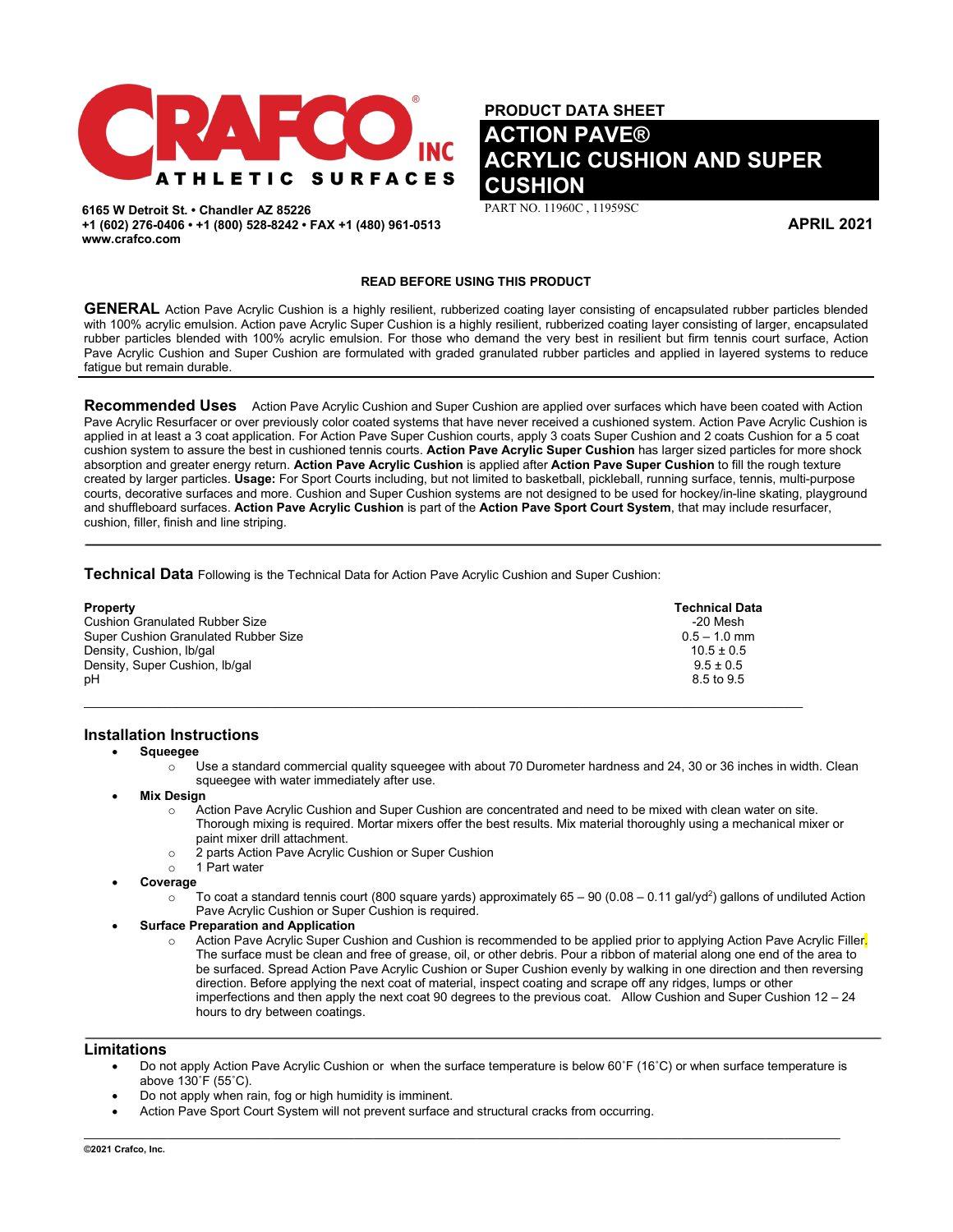CRAFCO INC ATHLETIC SURFACES

6165 W Detroit St. • Chandler AZ 85226
+1 (602) 276-0406 • +1 (800) 528-8242 • FAX +1 (480) 961-0513
www.crafco.com

**PRODUCT DATA SHEET**

# ACTION PAVE® ACRYLIC CUSHION AND SUPER CUSHION

PART NO. 11960C , 11959SC

**APRIL 2021**

**READ BEFORE USING THIS PRODUCT**

**GENERAL** Action Pave Acrylic Cushion is a highly resilient, rubberized coating layer consisting of encapsulated rubber particles blended with 100% acrylic emulsion. Action pave Acrylic Super Cushion is a highly resilient, rubberized coating layer consisting of larger, encapsulated rubber particles blended with 100% acrylic emulsion. For those who demand the very best in resilient but firm tennis court surface, Action Pave Acrylic Cushion and Super Cushion are formulated with graded granulated rubber particles and applied in layered systems to reduce fatigue but remain durable.

**Recommended Uses** Action Pave Acrylic Cushion and Super Cushion are applied over surfaces which have been coated with Action Pave Acrylic Resurfacer or over previously color coated systems that have never received a cushioned system. Action Pave Acrylic Cushion is applied in at least a 3 coat application. For Action Pave Super Cushion courts, apply 3 coats Super Cushion and 2 coats Cushion for a 5 coat cushion system to assure the best in cushioned tennis courts. **Action Pave Acrylic Super Cushion** has larger sized particles for more shock absorption and greater energy return. **Action Pave Acrylic Cushion** is applied after **Action Pave Super Cushion** to fill the rough texture created by larger particles. **Usage:** For Sport Courts including, but not limited to basketball, pickleball, running surface, tennis, multi-purpose courts, decorative surfaces and more. Cushion and Super Cushion systems are not designed to be used for hockey/in-line skating, playground and shuffleboard surfaces. **Action Pave Acrylic Cushion** is part of the **Action Pave Sport Court System**, that may include resurfacer, cushion, filler, finish and line striping.

**Technical Data** Following is the Technical Data for Action Pave Acrylic Cushion and Super Cushion:

| Property | Technical Data |
|---|---|
| Cushion Granulated Rubber Size | -20 Mesh |
| Super Cushion Granulated Rubber Size | 0.5 – 1.0 mm |
| Density, Cushion, lb/gal | 10.5 ± 0.5 |
| Density, Super Cushion, lb/gal | 9.5 ± 0.5 |
| pH | 8.5 to 9.5 |

## Installation Instructions

- **Squeegee**
  - Use a standard commercial quality squeegee with about 70 Durometer hardness and 24, 30 or 36 inches in width. Clean squeegee with water immediately after use.
- **Mix Design**
  - Action Pave Acrylic Cushion and Super Cushion are concentrated and need to be mixed with clean water on site. Thorough mixing is required. Mortar mixers offer the best results. Mix material thoroughly using a mechanical mixer or paint mixer drill attachment.
  - 2 parts Action Pave Acrylic Cushion or Super Cushion
  - 1 Part water
- **Coverage**
  - To coat a standard tennis court (800 square yards) approximately 65 – 90 (0.08 – 0.11 gal/yd$^2$) gallons of undiluted Action Pave Acrylic Cushion or Super Cushion is required.
- **Surface Preparation and Application**
  - Action Pave Acrylic Super Cushion and Cushion is recommended to be applied prior to applying Action Pave Acrylic Filler. The surface must be clean and free of grease, oil, or other debris. Pour a ribbon of material along one end of the area to be surfaced. Spread Action Pave Acrylic Cushion or Super Cushion evenly by walking in one direction and then reversing direction. Before applying the next coat of material, inspect coating and scrape off any ridges, lumps or other imperfections and then apply the next coat 90 degrees to the previous coat. Allow Cushion and Super Cushion 12 – 24 hours to dry between coatings.

## Limitations

- Do not apply Action Pave Acrylic Cushion or when the surface temperature is below 60˚F (16˚C) or when surface temperature is above 130˚F (55˚C).
- Do not apply when rain, fog or high humidity is imminent.
- Action Pave Sport Court System will not prevent surface and structural cracks from occurring.

©2021 Crafco, Inc.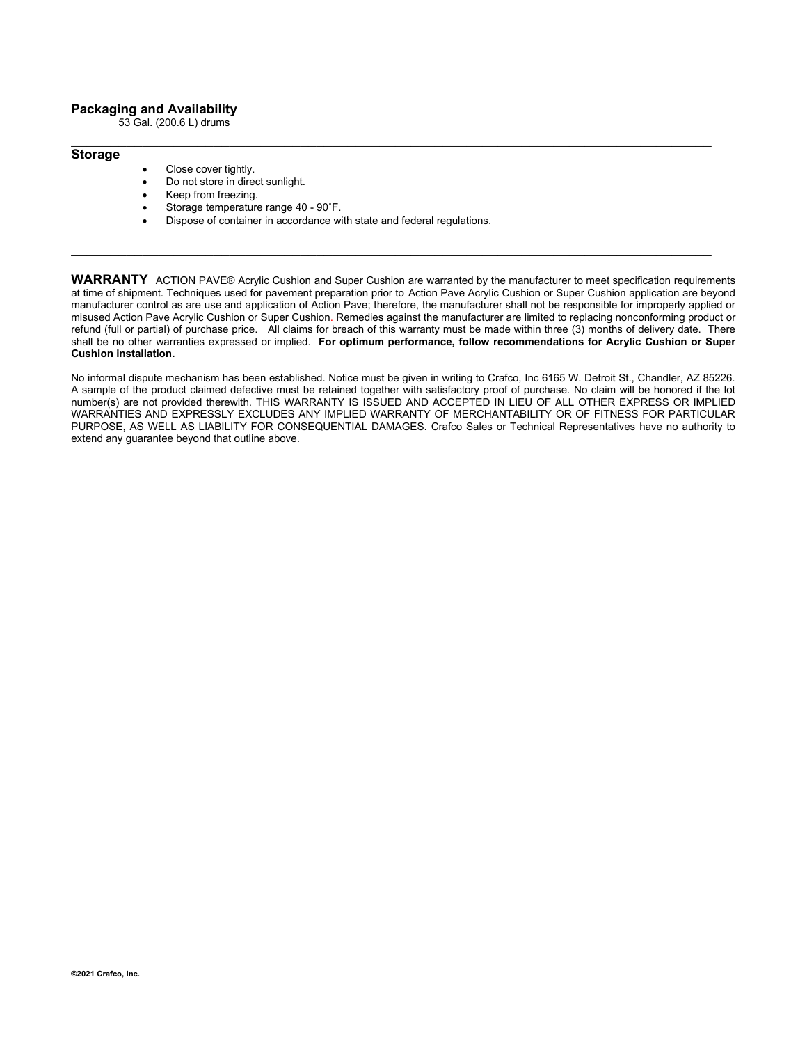## Packaging and Availability

53 Gal. (200.6 L) drums

## Storage

- Close cover tightly.
- Do not store in direct sunlight.
- Keep from freezing.
- Storage temperature range 40 - 90˚F.
- Dispose of container in accordance with state and federal regulations.

**WARRANTY** ACTION PAVE® Acrylic Cushion and Super Cushion are warranted by the manufacturer to meet specification requirements at time of shipment. Techniques used for pavement preparation prior to Action Pave Acrylic Cushion or Super Cushion application are beyond manufacturer control as are use and application of Action Pave; therefore, the manufacturer shall not be responsible for improperly applied or misused Action Pave Acrylic Cushion or Super Cushion. Remedies against the manufacturer are limited to replacing nonconforming product or refund (full or partial) of purchase price. All claims for breach of this warranty must be made within three (3) months of delivery date. There shall be no other warranties expressed or implied. **For optimum performance, follow recommendations for Acrylic Cushion or Super Cushion installation.**

No informal dispute mechanism has been established. Notice must be given in writing to Crafco, Inc 6165 W. Detroit St., Chandler, AZ 85226. A sample of the product claimed defective must be retained together with satisfactory proof of purchase. No claim will be honored if the lot number(s) are not provided therewith. THIS WARRANTY IS ISSUED AND ACCEPTED IN LIEU OF ALL OTHER EXPRESS OR IMPLIED WARRANTIES AND EXPRESSLY EXCLUDES ANY IMPLIED WARRANTY OF MERCHANTABILITY OR OF FITNESS FOR PARTICULAR PURPOSE, AS WELL AS LIABILITY FOR CONSEQUENTIAL DAMAGES. Crafco Sales or Technical Representatives have no authority to extend any guarantee beyond that outline above.

**©2021 Crafco, Inc.**